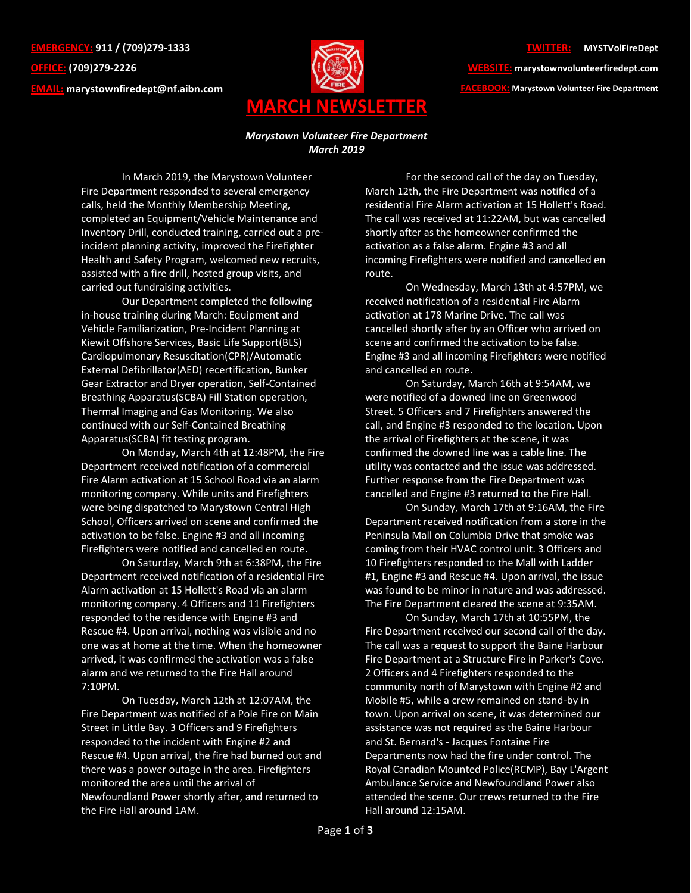**EMERGENCY:** 911 / (709)279-1333
**OFFICE:** (709)279-2226
**EMAIL:** marystownfiredept@nf.aibn.com

**TWITTER:** MYSTVolFireDept
**WEBSITE:** marystownvolunteerfiredept.com
**FACEBOOK:** Marystown Volunteer Fire Department

# MARCH NEWSLETTER

***Marystown Volunteer Fire Department***
***March 2019***

In March 2019, the Marystown Volunteer Fire Department responded to several emergency calls, held the Monthly Membership Meeting, completed an Equipment/Vehicle Maintenance and Inventory Drill, conducted training, carried out a pre-incident planning activity, improved the Firefighter Health and Safety Program, welcomed new recruits, assisted with a fire drill, hosted group visits, and carried out fundraising activities.

Our Department completed the following in-house training during March: Equipment and Vehicle Familiarization, Pre-Incident Planning at Kiewit Offshore Services, Basic Life Support(BLS) Cardiopulmonary Resuscitation(CPR)/Automatic External Defibrillator(AED) recertification, Bunker Gear Extractor and Dryer operation, Self-Contained Breathing Apparatus(SCBA) Fill Station operation, Thermal Imaging and Gas Monitoring. We also continued with our Self-Contained Breathing Apparatus(SCBA) fit testing program.

On Monday, March 4th at 12:48PM, the Fire Department received notification of a commercial Fire Alarm activation at 15 School Road via an alarm monitoring company. While units and Firefighters were being dispatched to Marystown Central High School, Officers arrived on scene and confirmed the activation to be false. Engine #3 and all incoming Firefighters were notified and cancelled en route.

On Saturday, March 9th at 6:38PM, the Fire Department received notification of a residential Fire Alarm activation at 15 Hollett's Road via an alarm monitoring company. 4 Officers and 11 Firefighters responded to the residence with Engine #3 and Rescue #4. Upon arrival, nothing was visible and no one was at home at the time. When the homeowner arrived, it was confirmed the activation was a false alarm and we returned to the Fire Hall around 7:10PM.

On Tuesday, March 12th at 12:07AM, the Fire Department was notified of a Pole Fire on Main Street in Little Bay. 3 Officers and 9 Firefighters responded to the incident with Engine #2 and Rescue #4. Upon arrival, the fire had burned out and there was a power outage in the area. Firefighters monitored the area until the arrival of Newfoundland Power shortly after, and returned to the Fire Hall around 1AM.

For the second call of the day on Tuesday, March 12th, the Fire Department was notified of a residential Fire Alarm activation at 15 Hollett's Road. The call was received at 11:22AM, but was cancelled shortly after as the homeowner confirmed the activation as a false alarm. Engine #3 and all incoming Firefighters were notified and cancelled en route.

On Wednesday, March 13th at 4:57PM, we received notification of a residential Fire Alarm activation at 178 Marine Drive. The call was cancelled shortly after by an Officer who arrived on scene and confirmed the activation to be false. Engine #3 and all incoming Firefighters were notified and cancelled en route.

On Saturday, March 16th at 9:54AM, we were notified of a downed line on Greenwood Street. 5 Officers and 7 Firefighters answered the call, and Engine #3 responded to the location. Upon the arrival of Firefighters at the scene, it was confirmed the downed line was a cable line. The utility was contacted and the issue was addressed. Further response from the Fire Department was cancelled and Engine #3 returned to the Fire Hall.

On Sunday, March 17th at 9:16AM, the Fire Department received notification from a store in the Peninsula Mall on Columbia Drive that smoke was coming from their HVAC control unit. 3 Officers and 10 Firefighters responded to the Mall with Ladder #1, Engine #3 and Rescue #4. Upon arrival, the issue was found to be minor in nature and was addressed. The Fire Department cleared the scene at 9:35AM.

On Sunday, March 17th at 10:55PM, the Fire Department received our second call of the day. The call was a request to support the Baine Harbour Fire Department at a Structure Fire in Parker's Cove. 2 Officers and 4 Firefighters responded to the community north of Marystown with Engine #2 and Mobile #5, while a crew remained on stand-by in town. Upon arrival on scene, it was determined our assistance was not required as the Baine Harbour and St. Bernard's - Jacques Fontaine Fire Departments now had the fire under control. The Royal Canadian Mounted Police(RCMP), Bay L'Argent Ambulance Service and Newfoundland Power also attended the scene. Our crews returned to the Fire Hall around 12:15AM.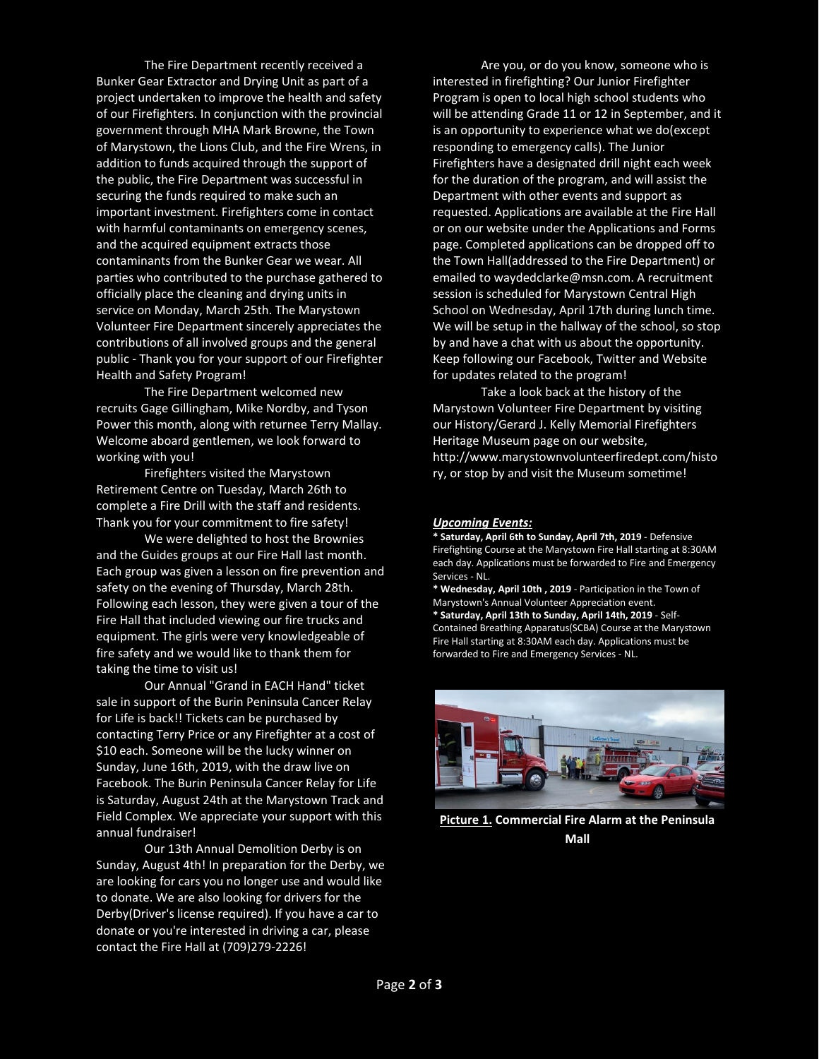The Fire Department recently received a Bunker Gear Extractor and Drying Unit as part of a project undertaken to improve the health and safety of our Firefighters. In conjunction with the provincial government through MHA Mark Browne, the Town of Marystown, the Lions Club, and the Fire Wrens, in addition to funds acquired through the support of the public, the Fire Department was successful in securing the funds required to make such an important investment. Firefighters come in contact with harmful contaminants on emergency scenes, and the acquired equipment extracts those contaminants from the Bunker Gear we wear. All parties who contributed to the purchase gathered to officially place the cleaning and drying units in service on Monday, March 25th. The Marystown Volunteer Fire Department sincerely appreciates the contributions of all involved groups and the general public - Thank you for your support of our Firefighter Health and Safety Program!

The Fire Department welcomed new recruits Gage Gillingham, Mike Nordby, and Tyson Power this month, along with returnee Terry Mallay. Welcome aboard gentlemen, we look forward to working with you!

Firefighters visited the Marystown Retirement Centre on Tuesday, March 26th to complete a Fire Drill with the staff and residents. Thank you for your commitment to fire safety!

We were delighted to host the Brownies and the Guides groups at our Fire Hall last month. Each group was given a lesson on fire prevention and safety on the evening of Thursday, March 28th. Following each lesson, they were given a tour of the Fire Hall that included viewing our fire trucks and equipment. The girls were very knowledgeable of fire safety and we would like to thank them for taking the time to visit us!

Our Annual "Grand in EACH Hand" ticket sale in support of the Burin Peninsula Cancer Relay for Life is back!! Tickets can be purchased by contacting Terry Price or any Firefighter at a cost of $10 each. Someone will be the lucky winner on Sunday, June 16th, 2019, with the draw live on Facebook. The Burin Peninsula Cancer Relay for Life is Saturday, August 24th at the Marystown Track and Field Complex. We appreciate your support with this annual fundraiser!

Our 13th Annual Demolition Derby is on Sunday, August 4th! In preparation for the Derby, we are looking for cars you no longer use and would like to donate. We are also looking for drivers for the Derby(Driver's license required). If you have a car to donate or you're interested in driving a car, please contact the Fire Hall at (709)279-2226!

Are you, or do you know, someone who is interested in firefighting? Our Junior Firefighter Program is open to local high school students who will be attending Grade 11 or 12 in September, and it is an opportunity to experience what we do(except responding to emergency calls). The Junior Firefighters have a designated drill night each week for the duration of the program, and will assist the Department with other events and support as requested. Applications are available at the Fire Hall or on our website under the Applications and Forms page. Completed applications can be dropped off to the Town Hall(addressed to the Fire Department) or emailed to waydedclarke@msn.com. A recruitment session is scheduled for Marystown Central High School on Wednesday, April 17th during lunch time. We will be setup in the hallway of the school, so stop by and have a chat with us about the opportunity. Keep following our Facebook, Twitter and Website for updates related to the program!

Take a look back at the history of the Marystown Volunteer Fire Department by visiting our History/Gerard J. Kelly Memorial Firefighters Heritage Museum page on our website, http://www.marystownvolunteerfiredept.com/history, or stop by and visit the Museum sometime!

***Upcoming Events:***

**\* Saturday, April 6th to Sunday, April 7th, 2019** - Defensive Firefighting Course at the Marystown Fire Hall starting at 8:30AM each day. Applications must be forwarded to Fire and Emergency Services - NL.

**\* Wednesday, April 10th , 2019** - Participation in the Town of Marystown's Annual Volunteer Appreciation event.

**\* Saturday, April 13th to Sunday, April 14th, 2019** - Self-Contained Breathing Apparatus(SCBA) Course at the Marystown Fire Hall starting at 8:30AM each day. Applications must be forwarded to Fire and Emergency Services - NL.

**Picture 1. Commercial Fire Alarm at the Peninsula Mall**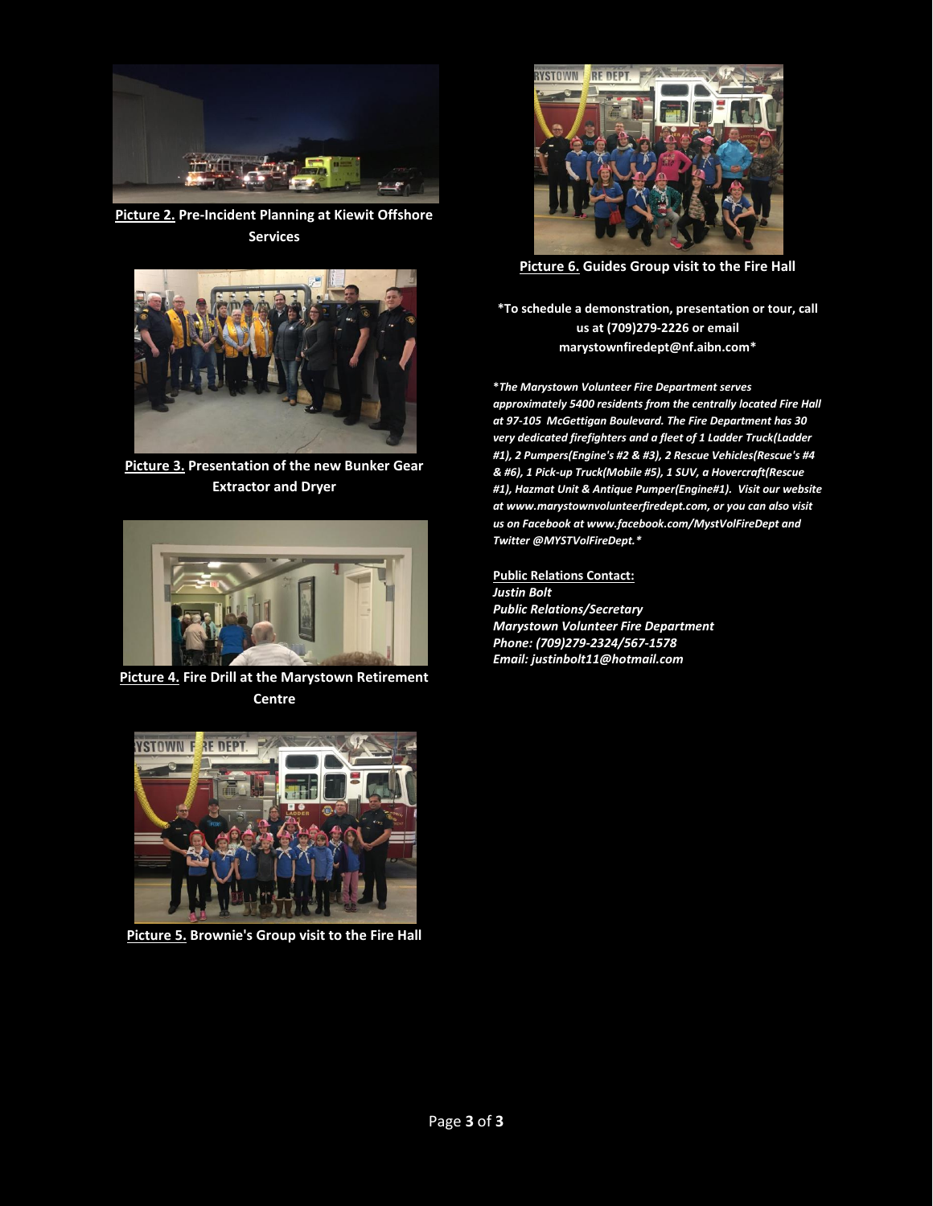**<u>Picture 2.</u> Pre-Incident Planning at Kiewit Offshore Services**

**<u>Picture 3.</u> Presentation of the new Bunker Gear Extractor and Dryer**

**<u>Picture 4.</u> Fire Drill at the Marystown Retirement Centre**

**<u>Picture 5.</u> Brownie's Group visit to the Fire Hall**

**<u>Picture 6.</u> Guides Group visit to the Fire Hall**

**\*To schedule a demonstration, presentation or tour, call us at (709)279-2226 or email marystownfiredept@nf.aibn.com\***

***\*The Marystown Volunteer Fire Department serves approximately 5400 residents from the centrally located Fire Hall at 97-105 McGettigan Boulevard. The Fire Department has 30 very dedicated firefighters and a fleet of 1 Ladder Truck(Ladder #1), 2 Pumpers(Engine's #2 & #3), 2 Rescue Vehicles(Rescue's #4 & #6), 1 Pick-up Truck(Mobile #5), 1 SUV, a Hovercraft(Rescue #1), Hazmat Unit & Antique Pumper(Engine#1). Visit our website at www.marystownvolunteerfiredept.com, or you can also visit us on Facebook at www.facebook.com/MystVolFireDept and Twitter @MYSTVolFireDept.\****

**<u>Public Relations Contact:</u>**
***Justin Bolt***
***Public Relations/Secretary***
***Marystown Volunteer Fire Department***
***Phone: (709)279-2324/567-1578***
***Email: justinbolt11@hotmail.com***